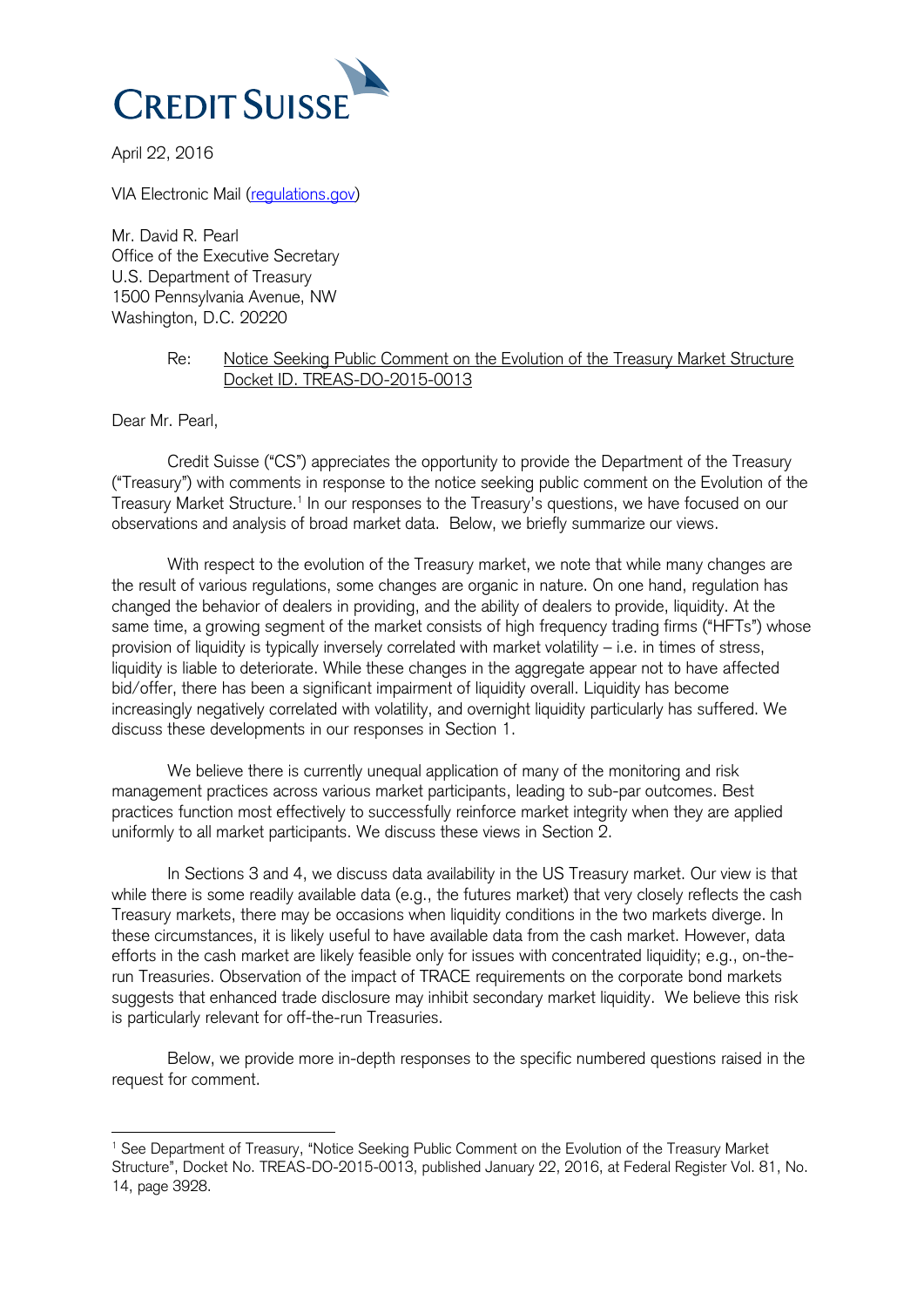**CREDIT SUISSE**

April 22, 2016

VIA Electronic Mail (regulations.gov)

Mr. David R. Pearl
Office of the Executive Secretary
U.S. Department of Treasury
1500 Pennsylvania Avenue, NW
Washington, D.C. 20220

Re: Notice Seeking Public Comment on the Evolution of the Treasury Market Structure Docket ID. TREAS-DO-2015-0013

Dear Mr. Pearl,

Credit Suisse ("CS") appreciates the opportunity to provide the Department of the Treasury ("Treasury") with comments in response to the notice seeking public comment on the Evolution of the Treasury Market Structure.[1] In our responses to the Treasury's questions, we have focused on our observations and analysis of broad market data. Below, we briefly summarize our views.

With respect to the evolution of the Treasury market, we note that while many changes are the result of various regulations, some changes are organic in nature. On one hand, regulation has changed the behavior of dealers in providing, and the ability of dealers to provide, liquidity. At the same time, a growing segment of the market consists of high frequency trading firms ("HFTs") whose provision of liquidity is typically inversely correlated with market volatility – i.e. in times of stress, liquidity is liable to deteriorate. While these changes in the aggregate appear not to have affected bid/offer, there has been a significant impairment of liquidity overall. Liquidity has become increasingly negatively correlated with volatility, and overnight liquidity particularly has suffered. We discuss these developments in our responses in Section 1.

We believe there is currently unequal application of many of the monitoring and risk management practices across various market participants, leading to sub-par outcomes. Best practices function most effectively to successfully reinforce market integrity when they are applied uniformly to all market participants. We discuss these views in Section 2.

In Sections 3 and 4, we discuss data availability in the US Treasury market. Our view is that while there is some readily available data (e.g., the futures market) that very closely reflects the cash Treasury markets, there may be occasions when liquidity conditions in the two markets diverge. In these circumstances, it is likely useful to have available data from the cash market. However, data efforts in the cash market are likely feasible only for issues with concentrated liquidity; e.g., on-the-run Treasuries. Observation of the impact of TRACE requirements on the corporate bond markets suggests that enhanced trade disclosure may inhibit secondary market liquidity. We believe this risk is particularly relevant for off-the-run Treasuries.

Below, we provide more in-depth responses to the specific numbered questions raised in the request for comment.

---

[1] See Department of Treasury, "Notice Seeking Public Comment on the Evolution of the Treasury Market Structure", Docket No. TREAS-DO-2015-0013, published January 22, 2016, at Federal Register Vol. 81, No. 14, page 3928.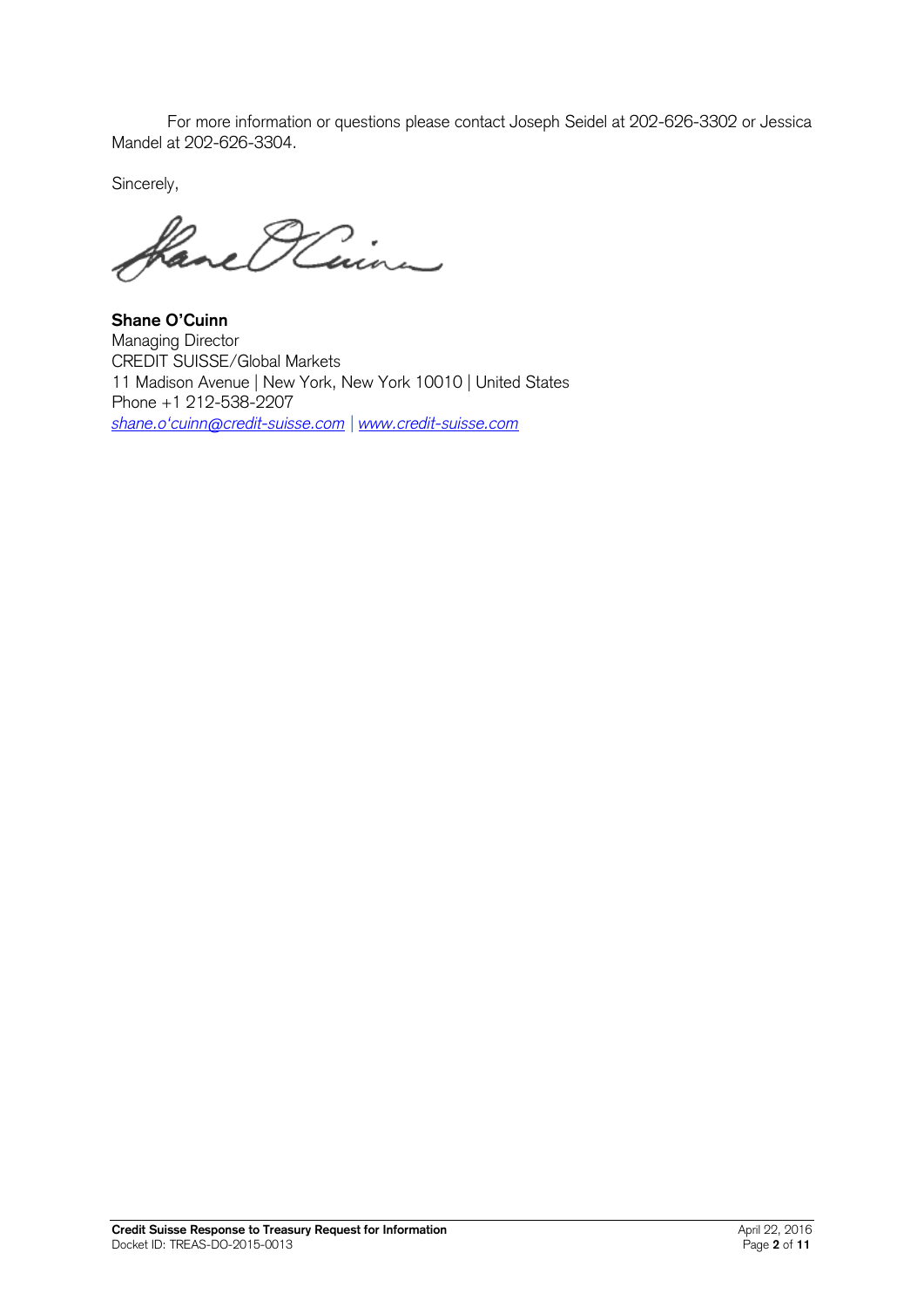For more information or questions please contact Joseph Seidel at 202-626-3302 or Jessica Mandel at 202-626-3304.

Sincerely,

**Shane O'Cuinn**
Managing Director
CREDIT SUISSE/Global Markets
11 Madison Avenue | New York, New York 10010 | United States
Phone +1 212-538-2207
*shane.o'cuinn@credit-suisse.com* | *www.credit-suisse.com*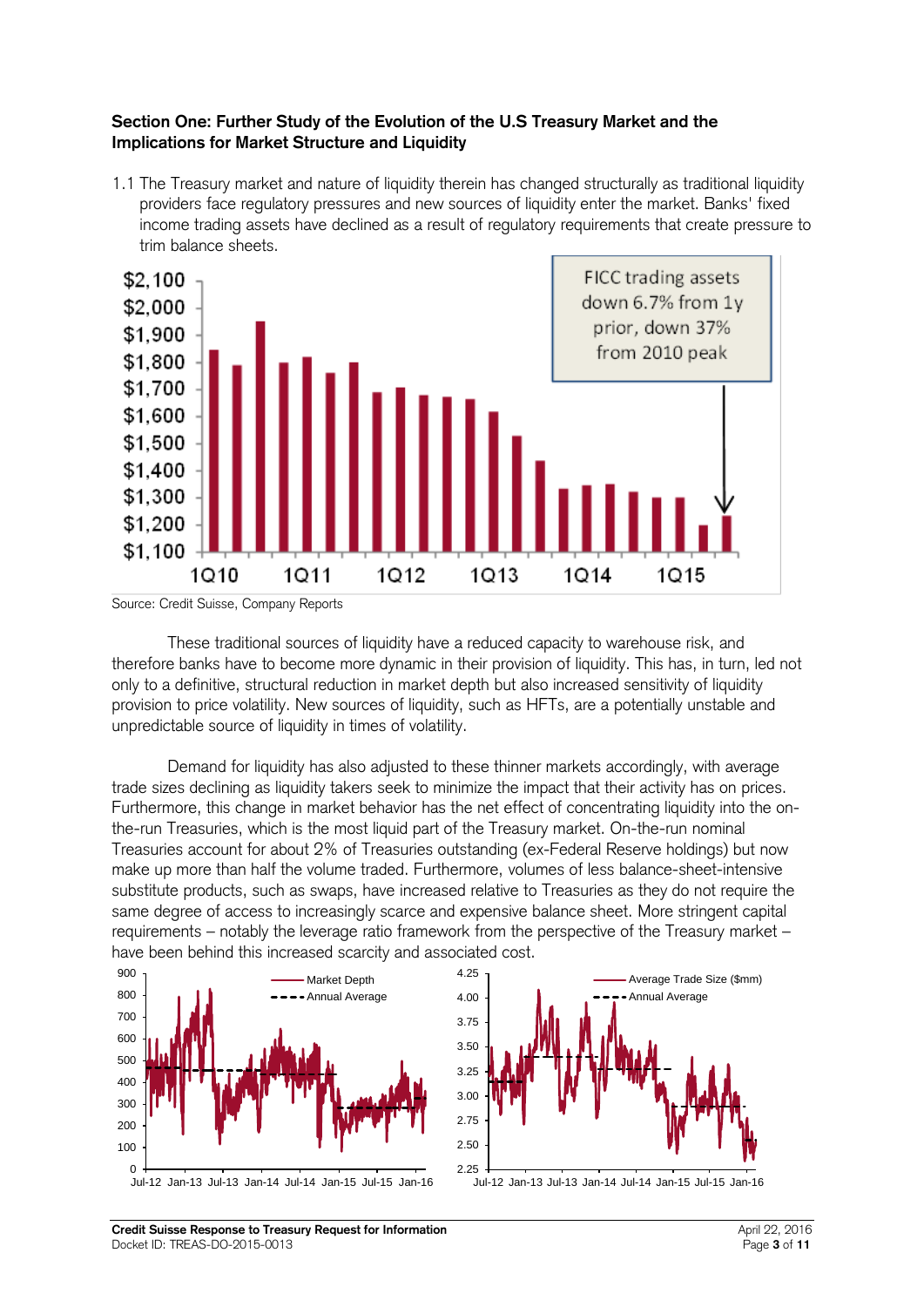**Section One: Further Study of the Evolution of the U.S Treasury Market and the Implications for Market Structure and Liquidity**

1.1 The Treasury market and nature of liquidity therein has changed structurally as traditional liquidity providers face regulatory pressures and new sources of liquidity enter the market. Banks' fixed income trading assets have declined as a result of regulatory requirements that create pressure to trim balance sheets.

Source: Credit Suisse, Company Reports

These traditional sources of liquidity have a reduced capacity to warehouse risk, and therefore banks have to become more dynamic in their provision of liquidity. This has, in turn, led not only to a definitive, structural reduction in market depth but also increased sensitivity of liquidity provision to price volatility. New sources of liquidity, such as HFTs, are a potentially unstable and unpredictable source of liquidity in times of volatility.

Demand for liquidity has also adjusted to these thinner markets accordingly, with average trade sizes declining as liquidity takers seek to minimize the impact that their activity has on prices. Furthermore, this change in market behavior has the net effect of concentrating liquidity into the on-the-run Treasuries, which is the most liquid part of the Treasury market. On-the-run nominal Treasuries account for about 2% of Treasuries outstanding (ex-Federal Reserve holdings) but now make up more than half the volume traded. Furthermore, volumes of less balance-sheet-intensive substitute products, such as swaps, have increased relative to Treasuries as they do not require the same degree of access to increasingly scarce and expensive balance sheet. More stringent capital requirements – notably the leverage ratio framework from the perspective of the Treasury market – have been behind this increased scarcity and associated cost.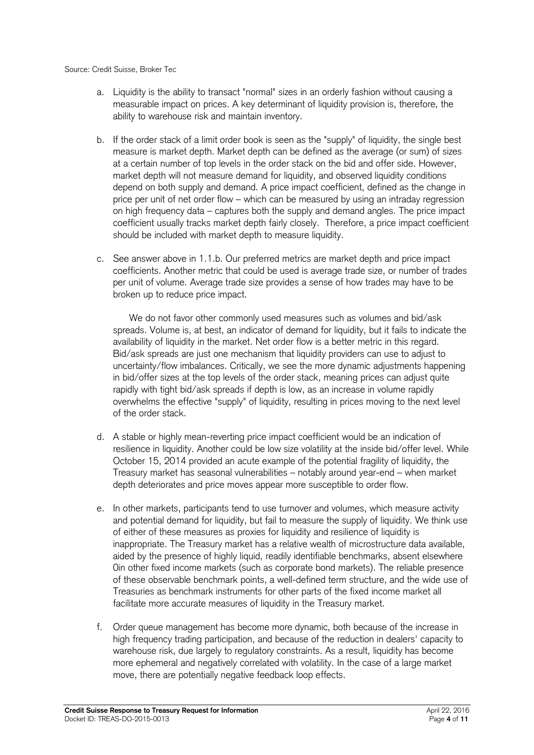Source: Credit Suisse, Broker Tec

a. Liquidity is the ability to transact "normal" sizes in an orderly fashion without causing a measurable impact on prices. A key determinant of liquidity provision is, therefore, the ability to warehouse risk and maintain inventory.

b. If the order stack of a limit order book is seen as the "supply" of liquidity, the single best measure is market depth. Market depth can be defined as the average (or sum) of sizes at a certain number of top levels in the order stack on the bid and offer side. However, market depth will not measure demand for liquidity, and observed liquidity conditions depend on both supply and demand. A price impact coefficient, defined as the change in price per unit of net order flow – which can be measured by using an intraday regression on high frequency data – captures both the supply and demand angles. The price impact coefficient usually tracks market depth fairly closely. Therefore, a price impact coefficient should be included with market depth to measure liquidity.

c. See answer above in 1.1.b. Our preferred metrics are market depth and price impact coefficients. Another metric that could be used is average trade size, or number of trades per unit of volume. Average trade size provides a sense of how trades may have to be broken up to reduce price impact.

   We do not favor other commonly used measures such as volumes and bid/ask spreads. Volume is, at best, an indicator of demand for liquidity, but it fails to indicate the availability of liquidity in the market. Net order flow is a better metric in this regard. Bid/ask spreads are just one mechanism that liquidity providers can use to adjust to uncertainty/flow imbalances. Critically, we see the more dynamic adjustments happening in bid/offer sizes at the top levels of the order stack, meaning prices can adjust quite rapidly with tight bid/ask spreads if depth is low, as an increase in volume rapidly overwhelms the effective "supply" of liquidity, resulting in prices moving to the next level of the order stack.

d. A stable or highly mean-reverting price impact coefficient would be an indication of resilience in liquidity. Another could be low size volatility at the inside bid/offer level. While October 15, 2014 provided an acute example of the potential fragility of liquidity, the Treasury market has seasonal vulnerabilities – notably around year-end – when market depth deteriorates and price moves appear more susceptible to order flow.

e. In other markets, participants tend to use turnover and volumes, which measure activity and potential demand for liquidity, but fail to measure the supply of liquidity. We think use of either of these measures as proxies for liquidity and resilience of liquidity is inappropriate. The Treasury market has a relative wealth of microstructure data available, aided by the presence of highly liquid, readily identifiable benchmarks, absent elsewhere 0in other fixed income markets (such as corporate bond markets). The reliable presence of these observable benchmark points, a well-defined term structure, and the wide use of Treasuries as benchmark instruments for other parts of the fixed income market all facilitate more accurate measures of liquidity in the Treasury market.

f. Order queue management has become more dynamic, both because of the increase in high frequency trading participation, and because of the reduction in dealers' capacity to warehouse risk, due largely to regulatory constraints. As a result, liquidity has become more ephemeral and negatively correlated with volatility. In the case of a large market move, there are potentially negative feedback loop effects.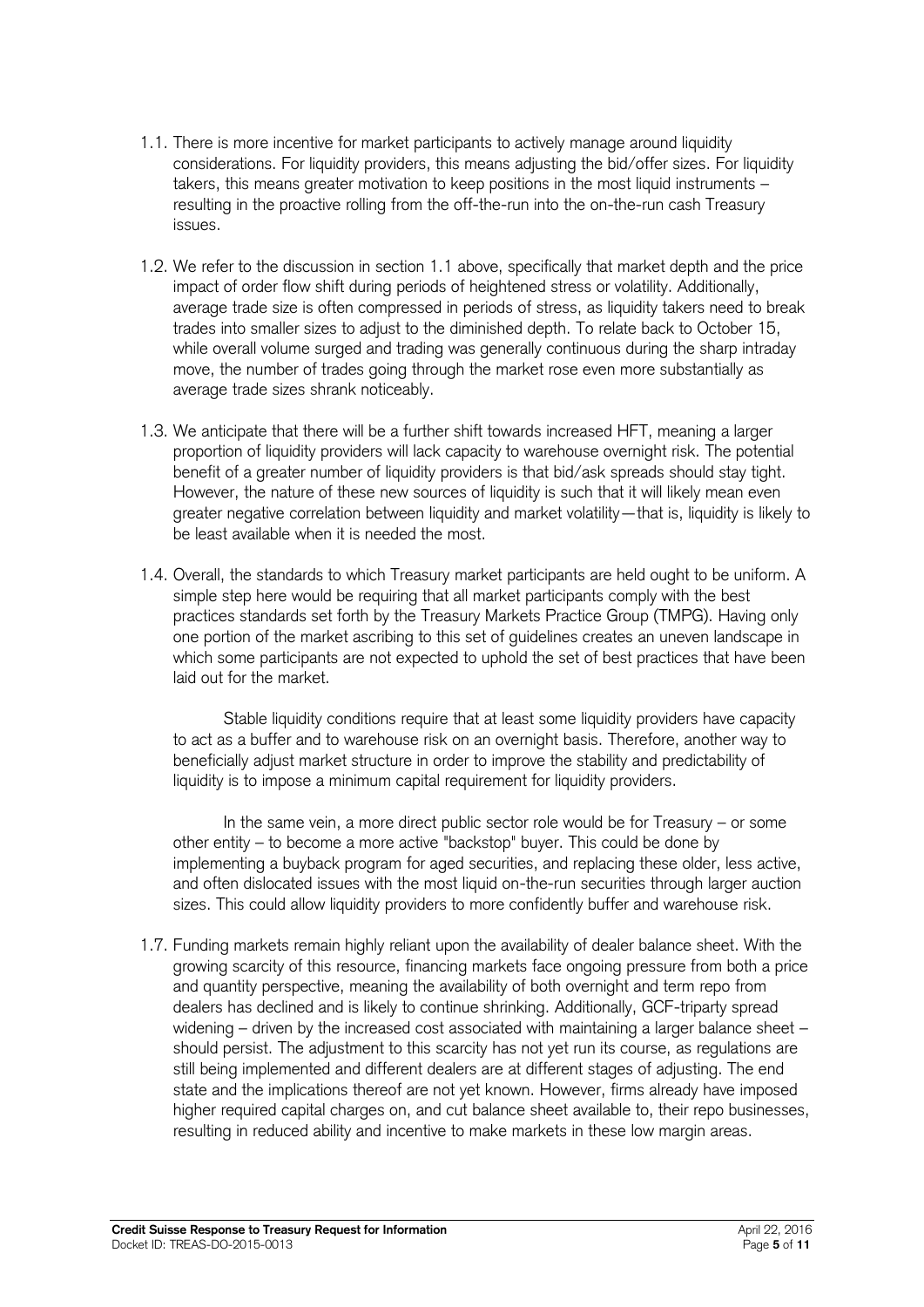1.1. There is more incentive for market participants to actively manage around liquidity considerations. For liquidity providers, this means adjusting the bid/offer sizes. For liquidity takers, this means greater motivation to keep positions in the most liquid instruments – resulting in the proactive rolling from the off-the-run into the on-the-run cash Treasury issues.

1.2. We refer to the discussion in section 1.1 above, specifically that market depth and the price impact of order flow shift during periods of heightened stress or volatility. Additionally, average trade size is often compressed in periods of stress, as liquidity takers need to break trades into smaller sizes to adjust to the diminished depth. To relate back to October 15, while overall volume surged and trading was generally continuous during the sharp intraday move, the number of trades going through the market rose even more substantially as average trade sizes shrank noticeably.

1.3. We anticipate that there will be a further shift towards increased HFT, meaning a larger proportion of liquidity providers will lack capacity to warehouse overnight risk. The potential benefit of a greater number of liquidity providers is that bid/ask spreads should stay tight. However, the nature of these new sources of liquidity is such that it will likely mean even greater negative correlation between liquidity and market volatility—that is, liquidity is likely to be least available when it is needed the most.

1.4. Overall, the standards to which Treasury market participants are held ought to be uniform. A simple step here would be requiring that all market participants comply with the best practices standards set forth by the Treasury Markets Practice Group (TMPG). Having only one portion of the market ascribing to this set of guidelines creates an uneven landscape in which some participants are not expected to uphold the set of best practices that have been laid out for the market.

Stable liquidity conditions require that at least some liquidity providers have capacity to act as a buffer and to warehouse risk on an overnight basis. Therefore, another way to beneficially adjust market structure in order to improve the stability and predictability of liquidity is to impose a minimum capital requirement for liquidity providers.

In the same vein, a more direct public sector role would be for Treasury – or some other entity – to become a more active "backstop" buyer. This could be done by implementing a buyback program for aged securities, and replacing these older, less active, and often dislocated issues with the most liquid on-the-run securities through larger auction sizes. This could allow liquidity providers to more confidently buffer and warehouse risk.

1.7. Funding markets remain highly reliant upon the availability of dealer balance sheet. With the growing scarcity of this resource, financing markets face ongoing pressure from both a price and quantity perspective, meaning the availability of both overnight and term repo from dealers has declined and is likely to continue shrinking. Additionally, GCF-triparty spread widening – driven by the increased cost associated with maintaining a larger balance sheet – should persist. The adjustment to this scarcity has not yet run its course, as regulations are still being implemented and different dealers are at different stages of adjusting. The end state and the implications thereof are not yet known. However, firms already have imposed higher required capital charges on, and cut balance sheet available to, their repo businesses, resulting in reduced ability and incentive to make markets in these low margin areas.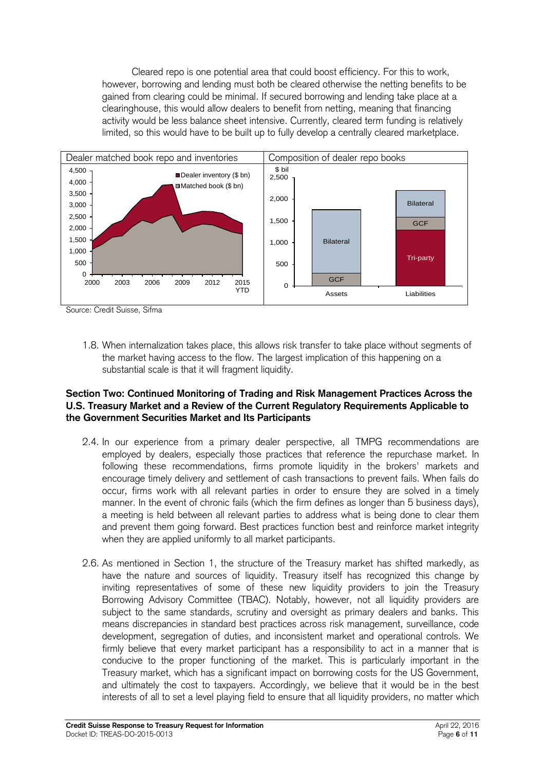Cleared repo is one potential area that could boost efficiency. For this to work, however, borrowing and lending must both be cleared otherwise the netting benefits to be gained from clearing could be minimal. If secured borrowing and lending take place at a clearinghouse, this would allow dealers to benefit from netting, meaning that financing activity would be less balance sheet intensive. Currently, cleared term funding is relatively limited, so this would have to be built up to fully develop a centrally cleared marketplace.

Dealer matched book repo and inventories

Composition of dealer repo books

Source: Credit Suisse, Sifma

1.8. When internalization takes place, this allows risk transfer to take place without segments of the market having access to the flow. The largest implication of this happening on a substantial scale is that it will fragment liquidity.

**Section Two: Continued Monitoring of Trading and Risk Management Practices Across the U.S. Treasury Market and a Review of the Current Regulatory Requirements Applicable to the Government Securities Market and Its Participants**

2.4. In our experience from a primary dealer perspective, all TMPG recommendations are employed by dealers, especially those practices that reference the repurchase market. In following these recommendations, firms promote liquidity in the brokers' markets and encourage timely delivery and settlement of cash transactions to prevent fails. When fails do occur, firms work with all relevant parties in order to ensure they are solved in a timely manner. In the event of chronic fails (which the firm defines as longer than 5 business days), a meeting is held between all relevant parties to address what is being done to clear them and prevent them going forward. Best practices function best and reinforce market integrity when they are applied uniformly to all market participants.

2.6. As mentioned in Section 1, the structure of the Treasury market has shifted markedly, as have the nature and sources of liquidity. Treasury itself has recognized this change by inviting representatives of some of these new liquidity providers to join the Treasury Borrowing Advisory Committee (TBAC). Notably, however, not all liquidity providers are subject to the same standards, scrutiny and oversight as primary dealers and banks. This means discrepancies in standard best practices across risk management, surveillance, code development, segregation of duties, and inconsistent market and operational controls. We firmly believe that every market participant has a responsibility to act in a manner that is conducive to the proper functioning of the market. This is particularly important in the Treasury market, which has a significant impact on borrowing costs for the US Government, and ultimately the cost to taxpayers. Accordingly, we believe that it would be in the best interests of all to set a level playing field to ensure that all liquidity providers, no matter which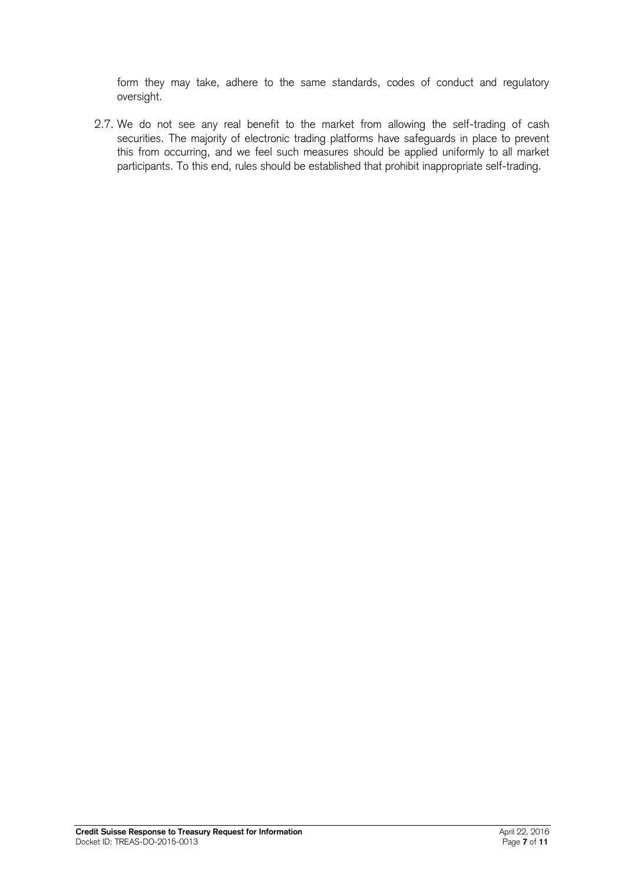form they may take, adhere to the same standards, codes of conduct and regulatory oversight.

2.7. We do not see any real benefit to the market from allowing the self-trading of cash securities. The majority of electronic trading platforms have safeguards in place to prevent this from occurring, and we feel such measures should be applied uniformly to all market participants. To this end, rules should be established that prohibit inappropriate self-trading.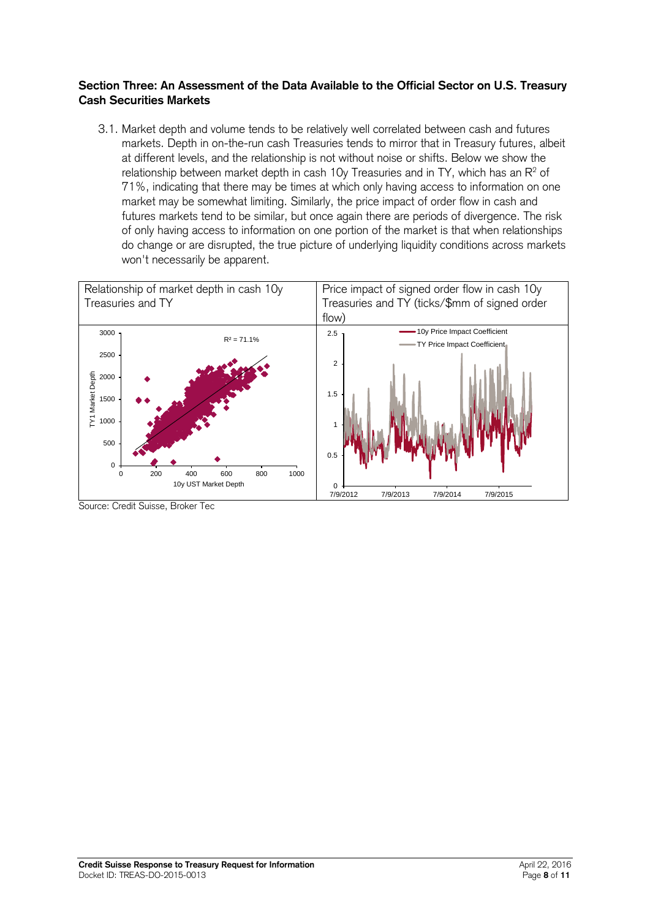**Section Three: An Assessment of the Data Available to the Official Sector on U.S. Treasury Cash Securities Markets**

3.1. Market depth and volume tends to be relatively well correlated between cash and futures markets. Depth in on-the-run cash Treasuries tends to mirror that in Treasury futures, albeit at different levels, and the relationship is not without noise or shifts. Below we show the relationship between market depth in cash 10y Treasuries and in TY, which has an $R^2$ of 71%, indicating that there may be times at which only having access to information on one market may be somewhat limiting. Similarly, the price impact of order flow in cash and futures markets tend to be similar, but once again there are periods of divergence. The risk of only having access to information on one portion of the market is that when relationships do change or are disrupted, the true picture of underlying liquidity conditions across markets won't necessarily be apparent.

| Relationship of market depth in cash 10y Treasuries and TY | Price impact of signed order flow in cash 10y Treasuries and TY (ticks/$mm of signed order flow) |
|---|---|
| | |

Source: Credit Suisse, Broker Tec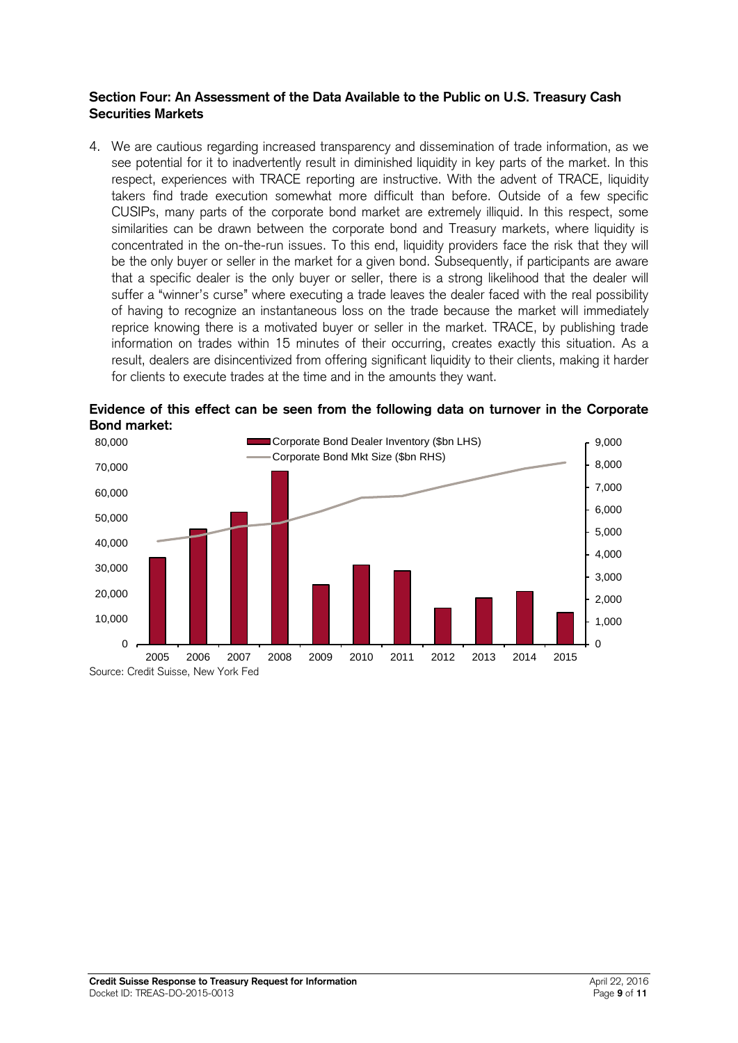**Section Four: An Assessment of the Data Available to the Public on U.S. Treasury Cash Securities Markets**

4. We are cautious regarding increased transparency and dissemination of trade information, as we see potential for it to inadvertently result in diminished liquidity in key parts of the market. In this respect, experiences with TRACE reporting are instructive. With the advent of TRACE, liquidity takers find trade execution somewhat more difficult than before. Outside of a few specific CUSIPs, many parts of the corporate bond market are extremely illiquid. In this respect, some similarities can be drawn between the corporate bond and Treasury markets, where liquidity is concentrated in the on-the-run issues. To this end, liquidity providers face the risk that they will be the only buyer or seller in the market for a given bond. Subsequently, if participants are aware that a specific dealer is the only buyer or seller, there is a strong likelihood that the dealer will suffer a "winner's curse" where executing a trade leaves the dealer faced with the real possibility of having to recognize an instantaneous loss on the trade because the market will immediately reprice knowing there is a motivated buyer or seller in the market. TRACE, by publishing trade information on trades within 15 minutes of their occurring, creates exactly this situation. As a result, dealers are disincentivized from offering significant liquidity to their clients, making it harder for clients to execute trades at the time and in the amounts they want.

**Evidence of this effect can be seen from the following data on turnover in the Corporate Bond market:**

Source: Credit Suisse, New York Fed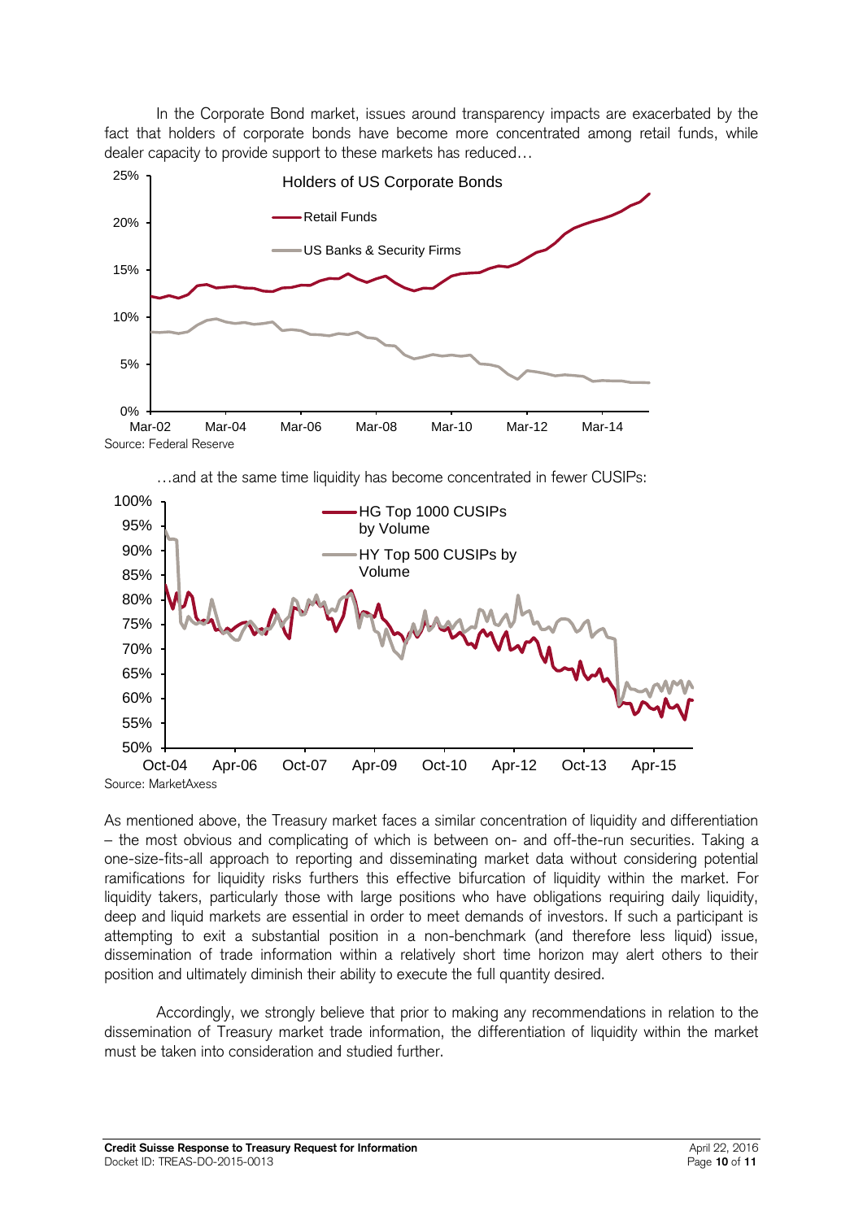In the Corporate Bond market, issues around transparency impacts are exacerbated by the fact that holders of corporate bonds have become more concentrated among retail funds, while dealer capacity to provide support to these markets has reduced…

Source: Federal Reserve

…and at the same time liquidity has become concentrated in fewer CUSIPs:

Source: MarketAxess

As mentioned above, the Treasury market faces a similar concentration of liquidity and differentiation – the most obvious and complicating of which is between on- and off-the-run securities. Taking a one-size-fits-all approach to reporting and disseminating market data without considering potential ramifications for liquidity risks furthers this effective bifurcation of liquidity within the market. For liquidity takers, particularly those with large positions who have obligations requiring daily liquidity, deep and liquid markets are essential in order to meet demands of investors. If such a participant is attempting to exit a substantial position in a non-benchmark (and therefore less liquid) issue, dissemination of trade information within a relatively short time horizon may alert others to their position and ultimately diminish their ability to execute the full quantity desired.

Accordingly, we strongly believe that prior to making any recommendations in relation to the dissemination of Treasury market trade information, the differentiation of liquidity within the market must be taken into consideration and studied further.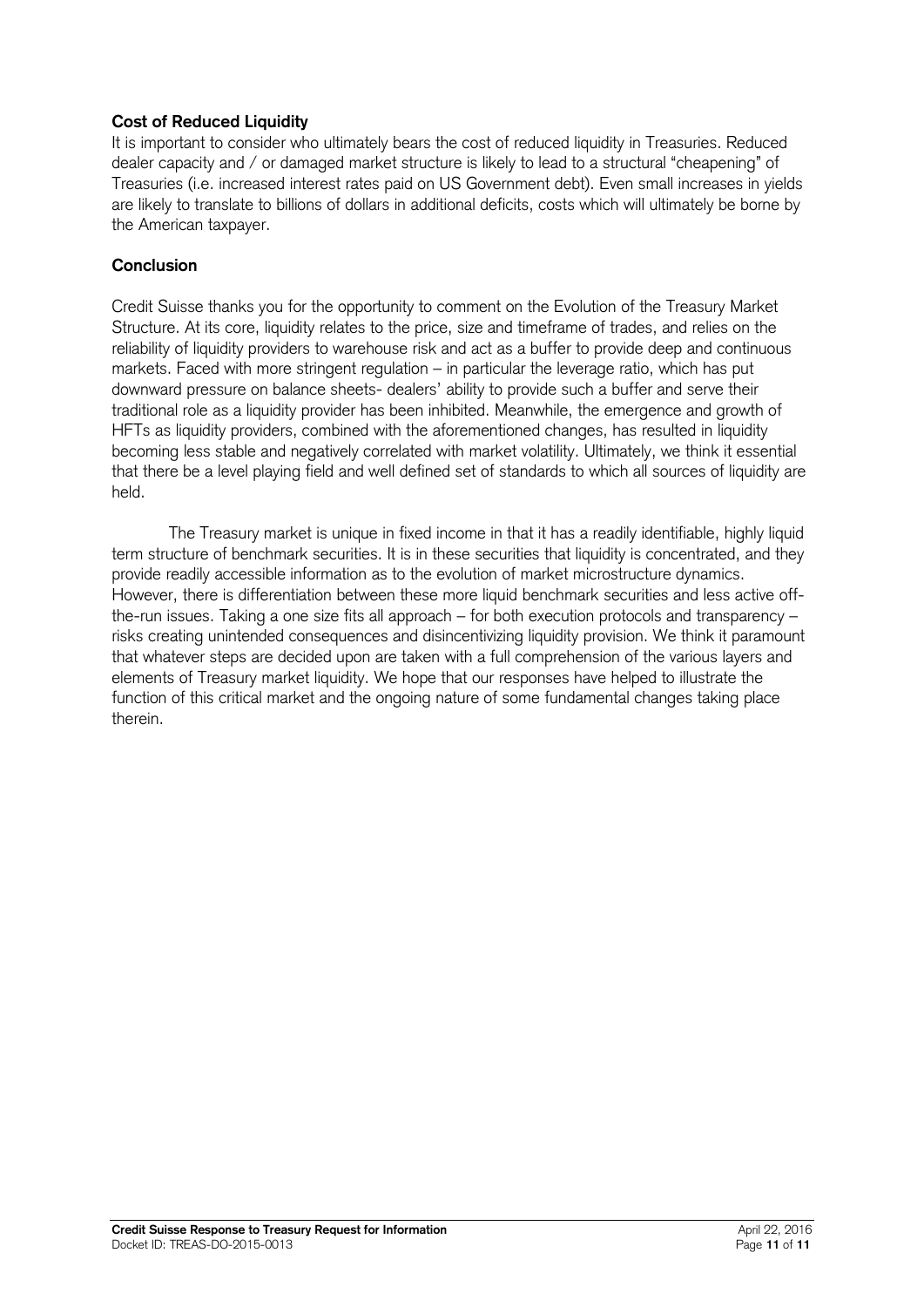### Cost of Reduced Liquidity

It is important to consider who ultimately bears the cost of reduced liquidity in Treasuries. Reduced dealer capacity and / or damaged market structure is likely to lead to a structural "cheapening" of Treasuries (i.e. increased interest rates paid on US Government debt). Even small increases in yields are likely to translate to billions of dollars in additional deficits, costs which will ultimately be borne by the American taxpayer.

### Conclusion

Credit Suisse thanks you for the opportunity to comment on the Evolution of the Treasury Market Structure. At its core, liquidity relates to the price, size and timeframe of trades, and relies on the reliability of liquidity providers to warehouse risk and act as a buffer to provide deep and continuous markets. Faced with more stringent regulation – in particular the leverage ratio, which has put downward pressure on balance sheets- dealers' ability to provide such a buffer and serve their traditional role as a liquidity provider has been inhibited. Meanwhile, the emergence and growth of HFTs as liquidity providers, combined with the aforementioned changes, has resulted in liquidity becoming less stable and negatively correlated with market volatility. Ultimately, we think it essential that there be a level playing field and well defined set of standards to which all sources of liquidity are held.

The Treasury market is unique in fixed income in that it has a readily identifiable, highly liquid term structure of benchmark securities. It is in these securities that liquidity is concentrated, and they provide readily accessible information as to the evolution of market microstructure dynamics. However, there is differentiation between these more liquid benchmark securities and less active off-the-run issues. Taking a one size fits all approach – for both execution protocols and transparency – risks creating unintended consequences and disincentivizing liquidity provision. We think it paramount that whatever steps are decided upon are taken with a full comprehension of the various layers and elements of Treasury market liquidity. We hope that our responses have helped to illustrate the function of this critical market and the ongoing nature of some fundamental changes taking place therein.